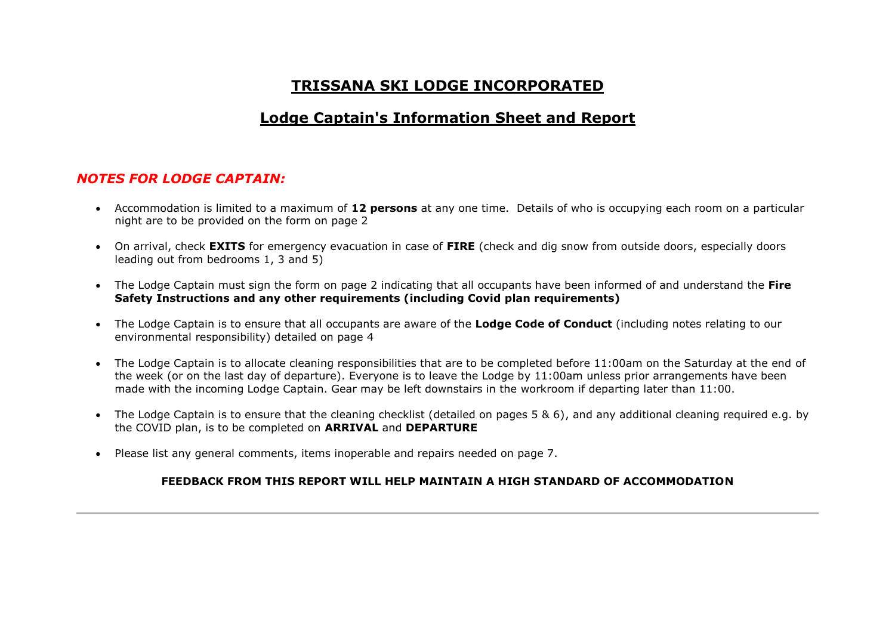# TRISSANA SKI LODGE INCORPORATED

## Lodge Captain's Information Sheet and Report

### *NOTES FOR LODGE CAPTAIN:*

- Accommodation is limited to a maximum of **12 persons** at any one time. Details of who is occupying each room on a particular night are to be provided on the form on page 2
- On arrival, check **EXITS** for emergency evacuation in case of **FIRE** (check and dig snow from outside doors, especially doors leading out from bedrooms 1, 3 and 5)
- The Lodge Captain must sign the form on page 2 indicating that all occupants have been informed of and understand the **Fire Safety Instructions and any other requirements (including Covid plan requirements)**
- The Lodge Captain is to ensure that all occupants are aware of the **Lodge Code of Conduct** (including notes relating to our environmental responsibility) detailed on page 4
- The Lodge Captain is to allocate cleaning responsibilities that are to be completed before 11:00am on the Saturday at the end of the week (or on the last day of departure). Everyone is to leave the Lodge by 11:00am unless prior arrangements have been made with the incoming Lodge Captain. Gear may be left downstairs in the workroom if departing later than 11:00.
- The Lodge Captain is to ensure that the cleaning checklist (detailed on pages 5 & 6), and any additional cleaning required e.g. by the COVID plan, is to be completed on **ARRIVAL** and **DEPARTURE**
- Please list any general comments, items inoperable and repairs needed on page 7.

**FEEDBACK FROM THIS REPORT WILL HELP MAINTAIN A HIGH STANDARD OF ACCOMMODATION**

---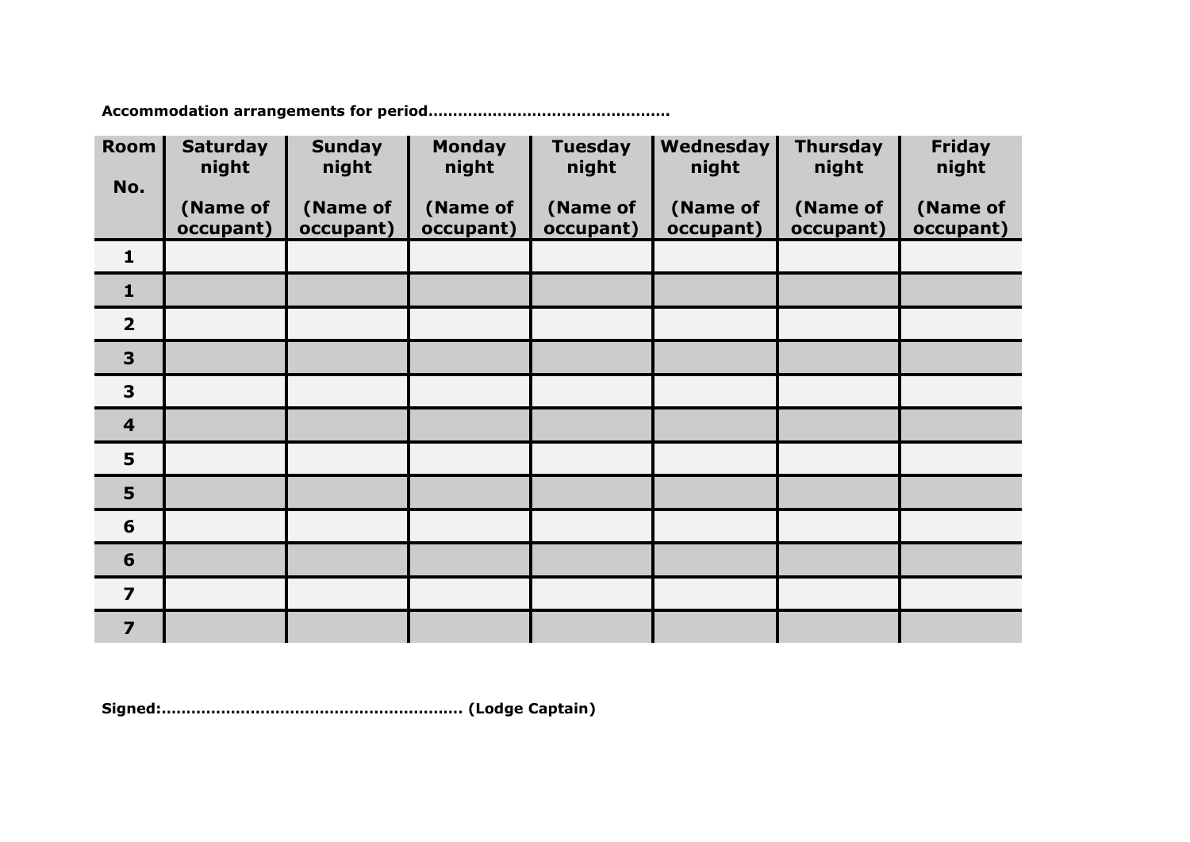**Accommodation arrangements for period……………………………………………**

| Room No. | Saturday night (Name of occupant) | Sunday night (Name of occupant) | Monday night (Name of occupant) | Tuesday night (Name of occupant) | Wednesday night (Name of occupant) | Thursday night (Name of occupant) | Friday night (Name of occupant) |
|---|---|---|---|---|---|---|---|
| **1** | | | | | | | |
| **1** | | | | | | | |
| **2** | | | | | | | |
| **3** | | | | | | | |
| **3** | | | | | | | |
| **4** | | | | | | | |
| **5** | | | | | | | |
| **5** | | | | | | | |
| **6** | | | | | | | |
| **6** | | | | | | | |
| **7** | | | | | | | |
| **7** | | | | | | | |

**Signed:…………………………………………………… (Lodge Captain)**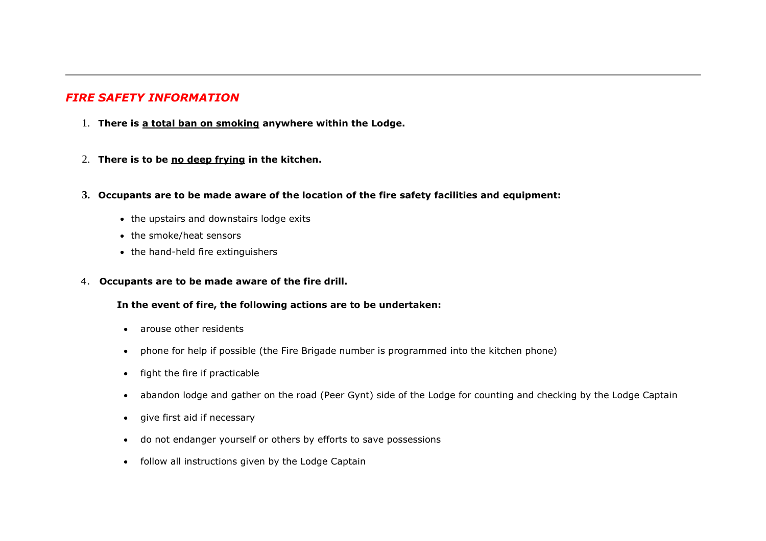## *FIRE SAFETY INFORMATION*

1. **There is a total ban on smoking anywhere within the Lodge.**

2. **There is to be no deep frying in the kitchen.**

3. **Occupants are to be made aware of the location of the fire safety facilities and equipment:**

   - the upstairs and downstairs lodge exits
   - the smoke/heat sensors
   - the hand-held fire extinguishers

4. **Occupants are to be made aware of the fire drill.**

   **In the event of fire, the following actions are to be undertaken:**

   - arouse other residents
   - phone for help if possible (the Fire Brigade number is programmed into the kitchen phone)
   - fight the fire if practicable
   - abandon lodge and gather on the road (Peer Gynt) side of the Lodge for counting and checking by the Lodge Captain
   - give first aid if necessary
   - do not endanger yourself or others by efforts to save possessions
   - follow all instructions given by the Lodge Captain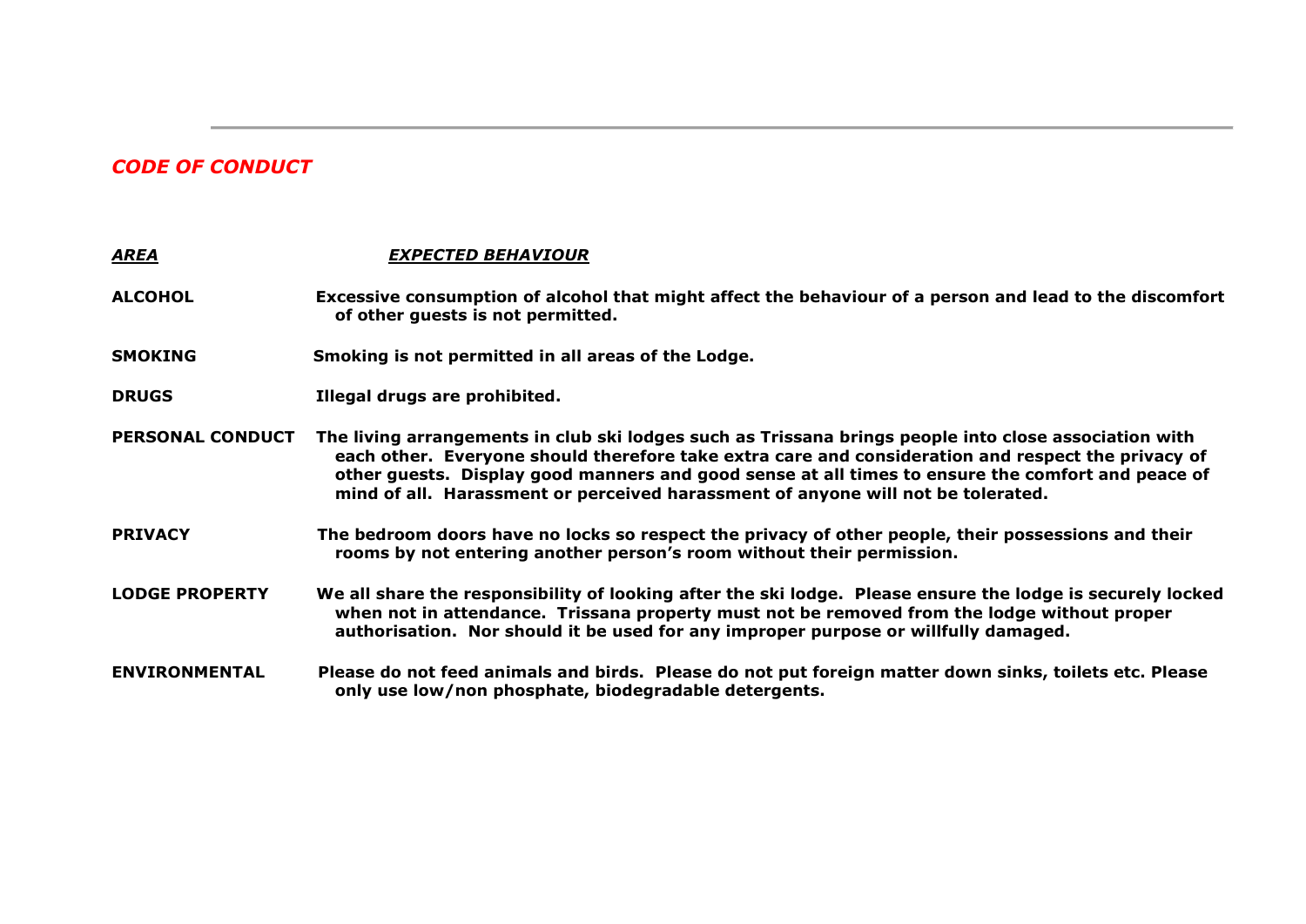## *CODE OF CONDUCT*

| ***AREA*** | ***EXPECTED BEHAVIOUR*** |
|---|---|
| **ALCOHOL** | **Excessive consumption of alcohol that might affect the behaviour of a person and lead to the discomfort of other guests is not permitted.** |
| **SMOKING** | **Smoking is not permitted in all areas of the Lodge.** |
| **DRUGS** | **Illegal drugs are prohibited.** |
| **PERSONAL CONDUCT** | **The living arrangements in club ski lodges such as Trissana brings people into close association with each other. Everyone should therefore take extra care and consideration and respect the privacy of other guests. Display good manners and good sense at all times to ensure the comfort and peace of mind of all. Harassment or perceived harassment of anyone will not be tolerated.** |
| **PRIVACY** | **The bedroom doors have no locks so respect the privacy of other people, their possessions and their rooms by not entering another person's room without their permission.** |
| **LODGE PROPERTY** | **We all share the responsibility of looking after the ski lodge. Please ensure the lodge is securely locked when not in attendance. Trissana property must not be removed from the lodge without proper authorisation. Nor should it be used for any improper purpose or willfully damaged.** |
| **ENVIRONMENTAL** | **Please do not feed animals and birds. Please do not put foreign matter down sinks, toilets etc. Please only use low/non phosphate, biodegradable detergents.** |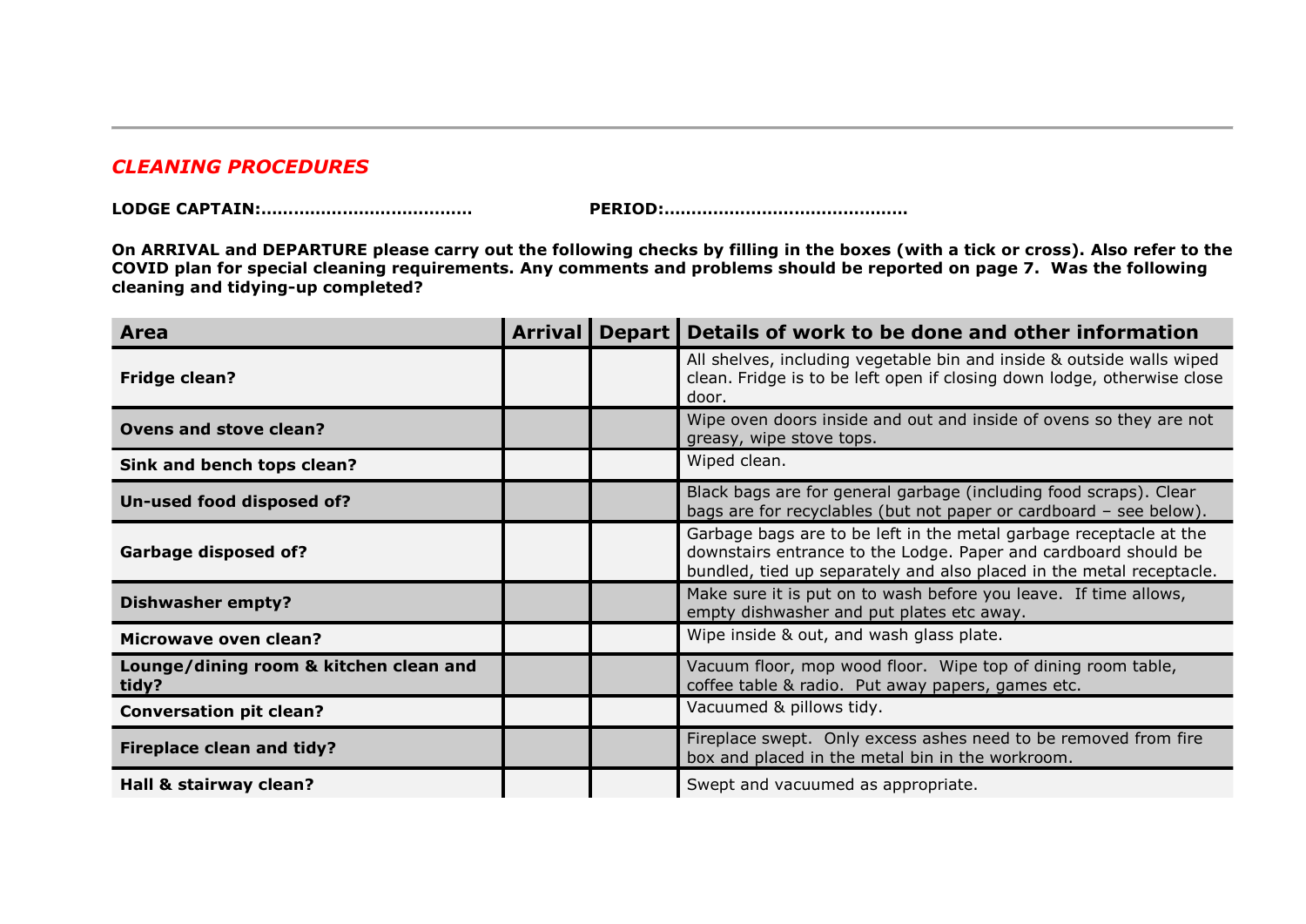## *CLEANING PROCEDURES*

**LODGE CAPTAIN:.....................................** **PERIOD:...........................................**

**On ARRIVAL and DEPARTURE please carry out the following checks by filling in the boxes (with a tick or cross). Also refer to the COVID plan for special cleaning requirements. Any comments and problems should be reported on page 7. Was the following cleaning and tidying-up completed?**

| Area | Arrival | Depart | Details of work to be done and other information |
|---|---|---|---|
| **Fridge clean?** | | | All shelves, including vegetable bin and inside & outside walls wiped clean. Fridge is to be left open if closing down lodge, otherwise close door. |
| **Ovens and stove clean?** | | | Wipe oven doors inside and out and inside of ovens so they are not greasy, wipe stove tops. |
| **Sink and bench tops clean?** | | | Wiped clean. |
| **Un-used food disposed of?** | | | Black bags are for general garbage (including food scraps). Clear bags are for recyclables (but not paper or cardboard – see below). |
| **Garbage disposed of?** | | | Garbage bags are to be left in the metal garbage receptacle at the downstairs entrance to the Lodge. Paper and cardboard should be bundled, tied up separately and also placed in the metal receptacle. |
| **Dishwasher empty?** | | | Make sure it is put on to wash before you leave. If time allows, empty dishwasher and put plates etc away. |
| **Microwave oven clean?** | | | Wipe inside & out, and wash glass plate. |
| **Lounge/dining room & kitchen clean and tidy?** | | | Vacuum floor, mop wood floor. Wipe top of dining room table, coffee table & radio. Put away papers, games etc. |
| **Conversation pit clean?** | | | Vacuumed & pillows tidy. |
| **Fireplace clean and tidy?** | | | Fireplace swept. Only excess ashes need to be removed from fire box and placed in the metal bin in the workroom. |
| **Hall & stairway clean?** | | | Swept and vacuumed as appropriate. |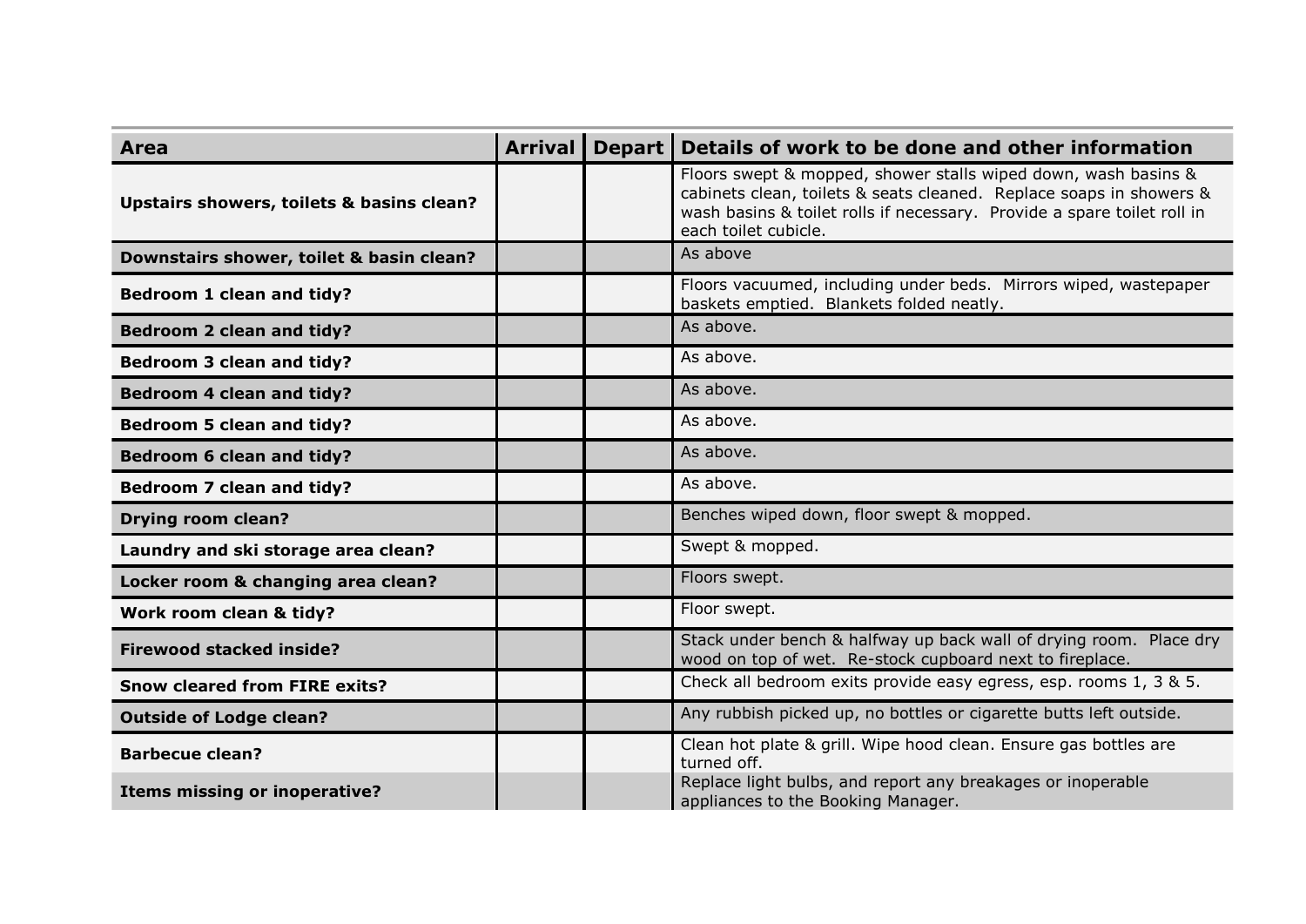| Area | Arrival | Depart | Details of work to be done and other information |
|---|---|---|---|
| **Upstairs showers, toilets & basins clean?** | | | Floors swept & mopped, shower stalls wiped down, wash basins & cabinets clean, toilets & seats cleaned. Replace soaps in showers & wash basins & toilet rolls if necessary. Provide a spare toilet roll in each toilet cubicle. |
| **Downstairs shower, toilet & basin clean?** | | | As above |
| **Bedroom 1 clean and tidy?** | | | Floors vacuumed, including under beds. Mirrors wiped, wastepaper baskets emptied. Blankets folded neatly. |
| **Bedroom 2 clean and tidy?** | | | As above. |
| **Bedroom 3 clean and tidy?** | | | As above. |
| **Bedroom 4 clean and tidy?** | | | As above. |
| **Bedroom 5 clean and tidy?** | | | As above. |
| **Bedroom 6 clean and tidy?** | | | As above. |
| **Bedroom 7 clean and tidy?** | | | As above. |
| **Drying room clean?** | | | Benches wiped down, floor swept & mopped. |
| **Laundry and ski storage area clean?** | | | Swept & mopped. |
| **Locker room & changing area clean?** | | | Floors swept. |
| **Work room clean & tidy?** | | | Floor swept. |
| **Firewood stacked inside?** | | | Stack under bench & halfway up back wall of drying room. Place dry wood on top of wet. Re-stock cupboard next to fireplace. |
| **Snow cleared from FIRE exits?** | | | Check all bedroom exits provide easy egress, esp. rooms 1, 3 & 5. |
| **Outside of Lodge clean?** | | | Any rubbish picked up, no bottles or cigarette butts left outside. |
| **Barbecue clean?** | | | Clean hot plate & grill. Wipe hood clean. Ensure gas bottles are turned off. |
| **Items missing or inoperative?** | | | Replace light bulbs, and report any breakages or inoperable appliances to the Booking Manager. |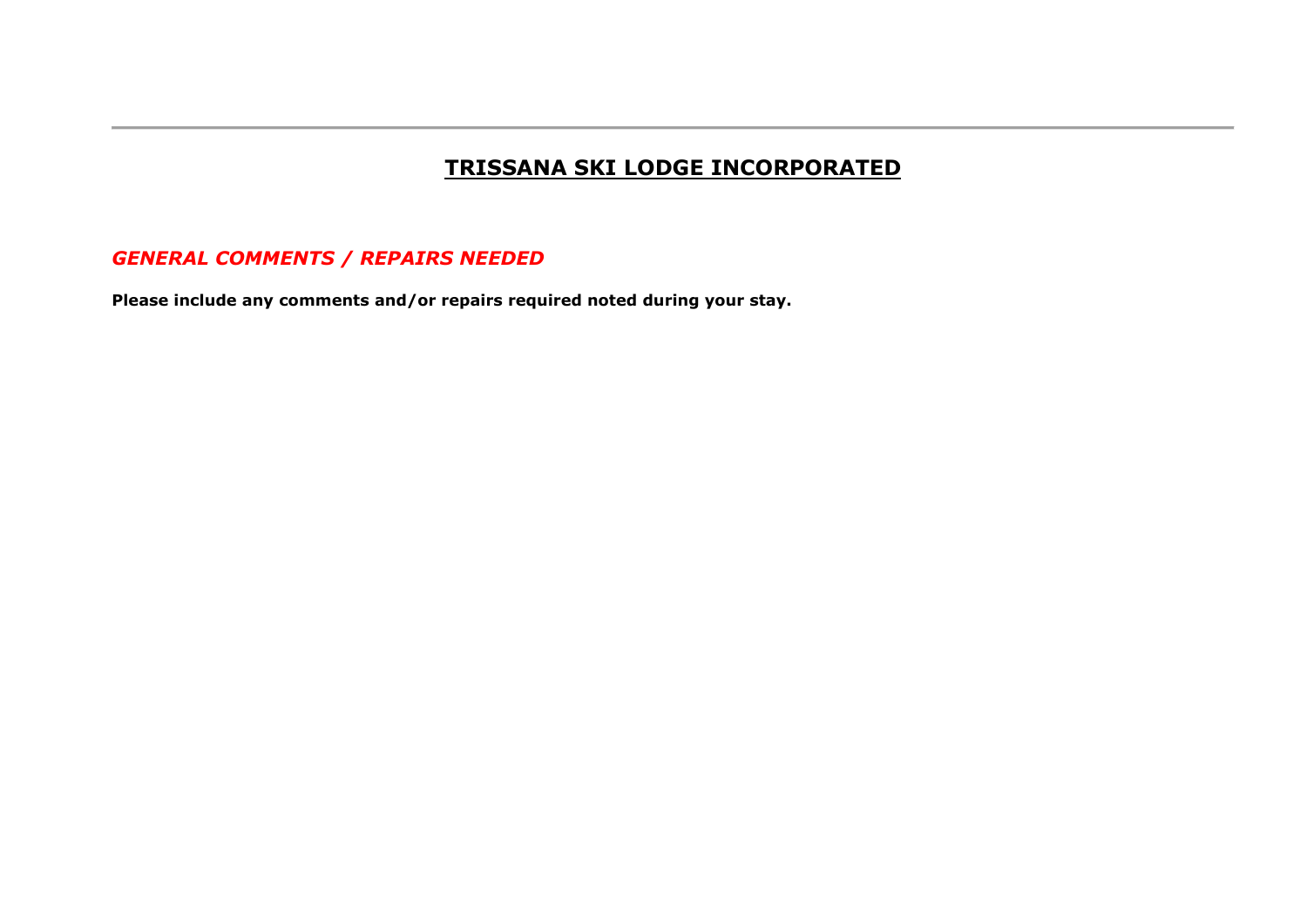# TRISSANA SKI LODGE INCORPORATED

## *GENERAL COMMENTS / REPAIRS NEEDED*

**Please include any comments and/or repairs required noted during your stay.**